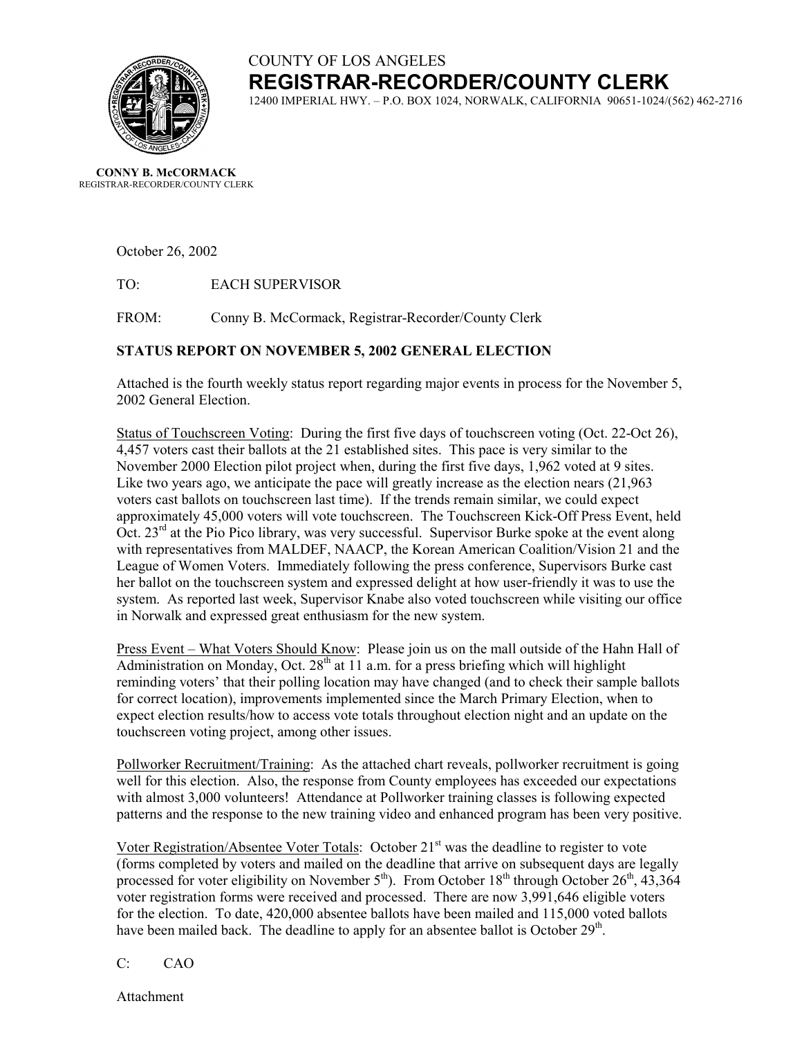COUNTY OF LOS ANGELES

# REGISTRAR-RECORDER/COUNTY CLERK

12400 IMPERIAL HWY. – P.O. BOX 1024, NORWALK, CALIFORNIA 90651-1024/(562) 462-2716

**CONNY B. McCORMACK**
REGISTRAR-RECORDER/COUNTY CLERK

October 26, 2002

TO: EACH SUPERVISOR

FROM: Conny B. McCormack, Registrar-Recorder/County Clerk

**STATUS REPORT ON NOVEMBER 5, 2002 GENERAL ELECTION**

Attached is the fourth weekly status report regarding major events in process for the November 5, 2002 General Election.

Status of Touchscreen Voting: During the first five days of touchscreen voting (Oct. 22-Oct 26), 4,457 voters cast their ballots at the 21 established sites. This pace is very similar to the November 2000 Election pilot project when, during the first five days, 1,962 voted at 9 sites. Like two years ago, we anticipate the pace will greatly increase as the election nears (21,963 voters cast ballots on touchscreen last time). If the trends remain similar, we could expect approximately 45,000 voters will vote touchscreen. The Touchscreen Kick-Off Press Event, held Oct. 23rd at the Pio Pico library, was very successful. Supervisor Burke spoke at the event along with representatives from MALDEF, NAACP, the Korean American Coalition/Vision 21 and the League of Women Voters. Immediately following the press conference, Supervisors Burke cast her ballot on the touchscreen system and expressed delight at how user-friendly it was to use the system. As reported last week, Supervisor Knabe also voted touchscreen while visiting our office in Norwalk and expressed great enthusiasm for the new system.

Press Event – What Voters Should Know: Please join us on the mall outside of the Hahn Hall of Administration on Monday, Oct. 28th at 11 a.m. for a press briefing which will highlight reminding voters' that their polling location may have changed (and to check their sample ballots for correct location), improvements implemented since the March Primary Election, when to expect election results/how to access vote totals throughout election night and an update on the touchscreen voting project, among other issues.

Pollworker Recruitment/Training: As the attached chart reveals, pollworker recruitment is going well for this election. Also, the response from County employees has exceeded our expectations with almost 3,000 volunteers! Attendance at Pollworker training classes is following expected patterns and the response to the new training video and enhanced program has been very positive.

Voter Registration/Absentee Voter Totals: October 21st was the deadline to register to vote (forms completed by voters and mailed on the deadline that arrive on subsequent days are legally processed for voter eligibility on November 5th). From October 18th through October 26th, 43,364 voter registration forms were received and processed. There are now 3,991,646 eligible voters for the election. To date, 420,000 absentee ballots have been mailed and 115,000 voted ballots have been mailed back. The deadline to apply for an absentee ballot is October 29th.

C: CAO

Attachment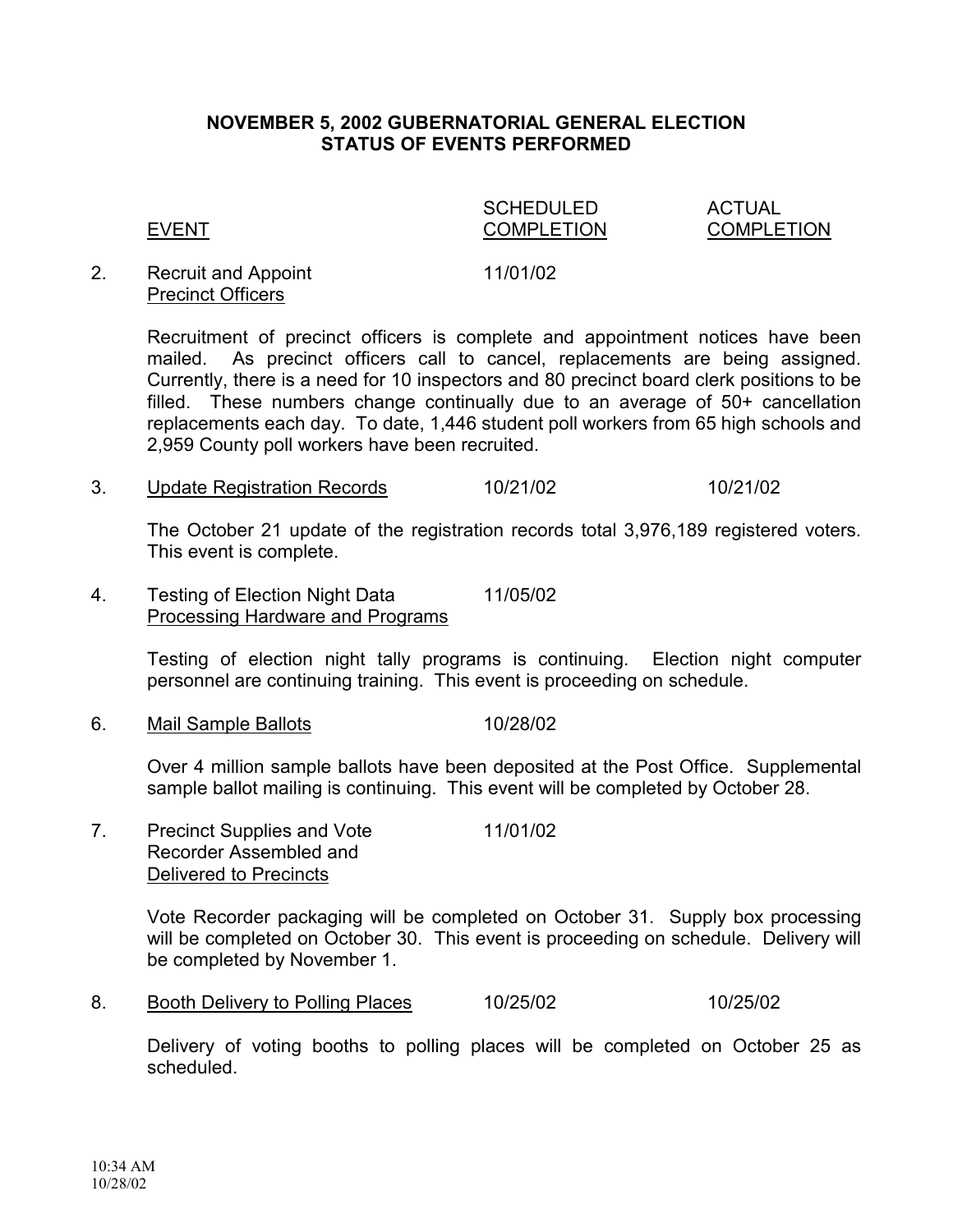# NOVEMBER 5, 2002 GUBERNATORIAL GENERAL ELECTION
## STATUS OF EVENTS PERFORMED

| | EVENT | SCHEDULED COMPLETION | ACTUAL COMPLETION |
|---|---|---|---|
| 2. | Recruit and Appoint Precinct Officers | 11/01/02 | |

Recruitment of precinct officers is complete and appointment notices have been mailed. As precinct officers call to cancel, replacements are being assigned. Currently, there is a need for 10 inspectors and 80 precinct board clerk positions to be filled. These numbers change continually due to an average of 50+ cancellation replacements each day. To date, 1,446 student poll workers from 65 high schools and 2,959 County poll workers have been recruited.

| | EVENT | SCHEDULED COMPLETION | ACTUAL COMPLETION |
|---|---|---|---|
| 3. | Update Registration Records | 10/21/02 | 10/21/02 |

The October 21 update of the registration records total 3,976,189 registered voters. This event is complete.

| | EVENT | SCHEDULED COMPLETION | ACTUAL COMPLETION |
|---|---|---|---|
| 4. | Testing of Election Night Data Processing Hardware and Programs | 11/05/02 | |

Testing of election night tally programs is continuing. Election night computer personnel are continuing training. This event is proceeding on schedule.

| | EVENT | SCHEDULED COMPLETION | ACTUAL COMPLETION |
|---|---|---|---|
| 6. | Mail Sample Ballots | 10/28/02 | |

Over 4 million sample ballots have been deposited at the Post Office. Supplemental sample ballot mailing is continuing. This event will be completed by October 28.

| | EVENT | SCHEDULED COMPLETION | ACTUAL COMPLETION |
|---|---|---|---|
| 7. | Precinct Supplies and Vote Recorder Assembled and Delivered to Precincts | 11/01/02 | |

Vote Recorder packaging will be completed on October 31. Supply box processing will be completed on October 30. This event is proceeding on schedule. Delivery will be completed by November 1.

| | EVENT | SCHEDULED COMPLETION | ACTUAL COMPLETION |
|---|---|---|---|
| 8. | Booth Delivery to Polling Places | 10/25/02 | 10/25/02 |

Delivery of voting booths to polling places will be completed on October 25 as scheduled.

10:34 AM
10/28/02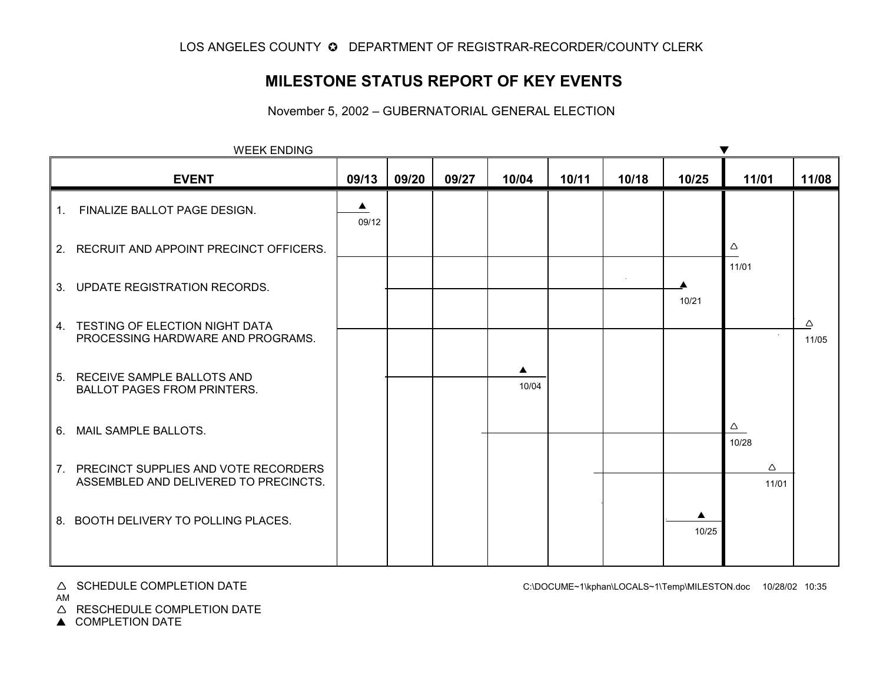LOS ANGELES COUNTY ✪ DEPARTMENT OF REGISTRAR-RECORDER/COUNTY CLERK

# MILESTONE STATUS REPORT OF KEY EVENTS

November 5, 2002 – GUBERNATORIAL GENERAL ELECTION

WEEK ENDING ▼ (11/01)

| EVENT | 09/13 | 09/20 | 09/27 | 10/04 | 10/11 | 10/18 | 10/25 | 11/01 | 11/08 |
|---|---|---|---|---|---|---|---|---|---|
| 1. FINALIZE BALLOT PAGE DESIGN. | ▲ 09/12 | | | | | | | | |
| 2. RECRUIT AND APPOINT PRECINCT OFFICERS. | | | | | | | | △ 11/01 | |
| 3. UPDATE REGISTRATION RECORDS. | | | | | | | ▲ 10/21 | | |
| 4. TESTING OF ELECTION NIGHT DATA PROCESSING HARDWARE AND PROGRAMS. | | | | | | | | | △ 11/05 |
| 5. RECEIVE SAMPLE BALLOTS AND BALLOT PAGES FROM PRINTERS. | | | | ▲ 10/04 | | | | | |
| 6. MAIL SAMPLE BALLOTS. | | | | | | | | △ 10/28 | |
| 7. PRECINCT SUPPLIES AND VOTE RECORDERS ASSEMBLED AND DELIVERED TO PRECINCTS. | | | | | | | | △ 11/01 | |
| 8. BOOTH DELIVERY TO POLLING PLACES. | | | | | | | ▲ 10/25 | | |

△ SCHEDULE COMPLETION DATE

△ RESCHEDULE COMPLETION DATE

▲ COMPLETION DATE

C:\DOCUME~1\kphan\LOCALS~1\Temp\MILESTON.doc 10/28/02 10:35 AM